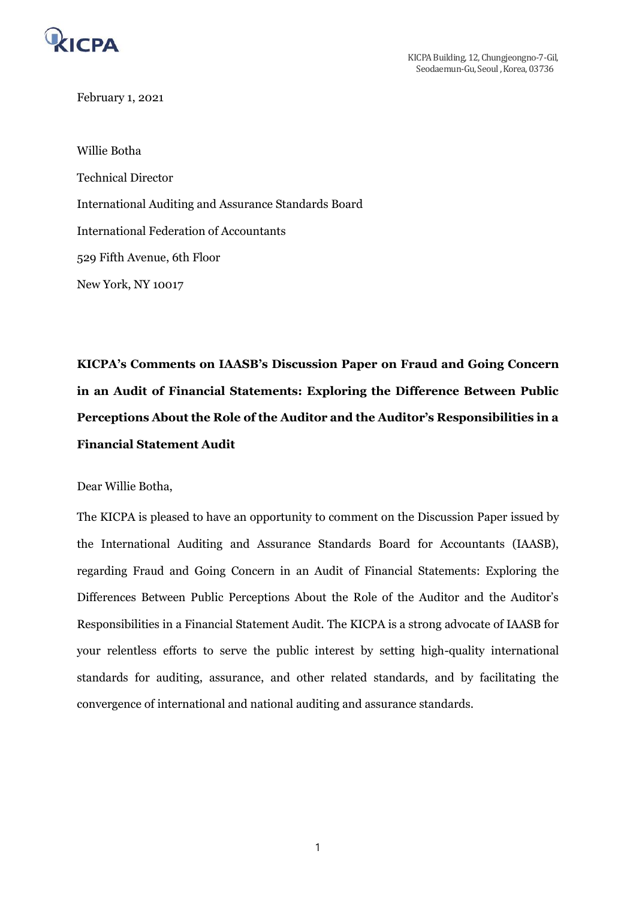KICPA

KICPA Building, 12, Chungjeongno-7-Gil,
Seodaemun-Gu, Seoul , Korea, 03736

February 1, 2021

Willie Botha

Technical Director

International Auditing and Assurance Standards Board

International Federation of Accountants

529 Fifth Avenue, 6th Floor

New York, NY 10017

**KICPA's Comments on IAASB's Discussion Paper on Fraud and Going Concern in an Audit of Financial Statements: Exploring the Difference Between Public Perceptions About the Role of the Auditor and the Auditor's Responsibilities in a Financial Statement Audit**

Dear Willie Botha,

The KICPA is pleased to have an opportunity to comment on the Discussion Paper issued by the International Auditing and Assurance Standards Board for Accountants (IAASB), regarding Fraud and Going Concern in an Audit of Financial Statements: Exploring the Differences Between Public Perceptions About the Role of the Auditor and the Auditor's Responsibilities in a Financial Statement Audit. The KICPA is a strong advocate of IAASB for your relentless efforts to serve the public interest by setting high-quality international standards for auditing, assurance, and other related standards, and by facilitating the convergence of international and national auditing and assurance standards.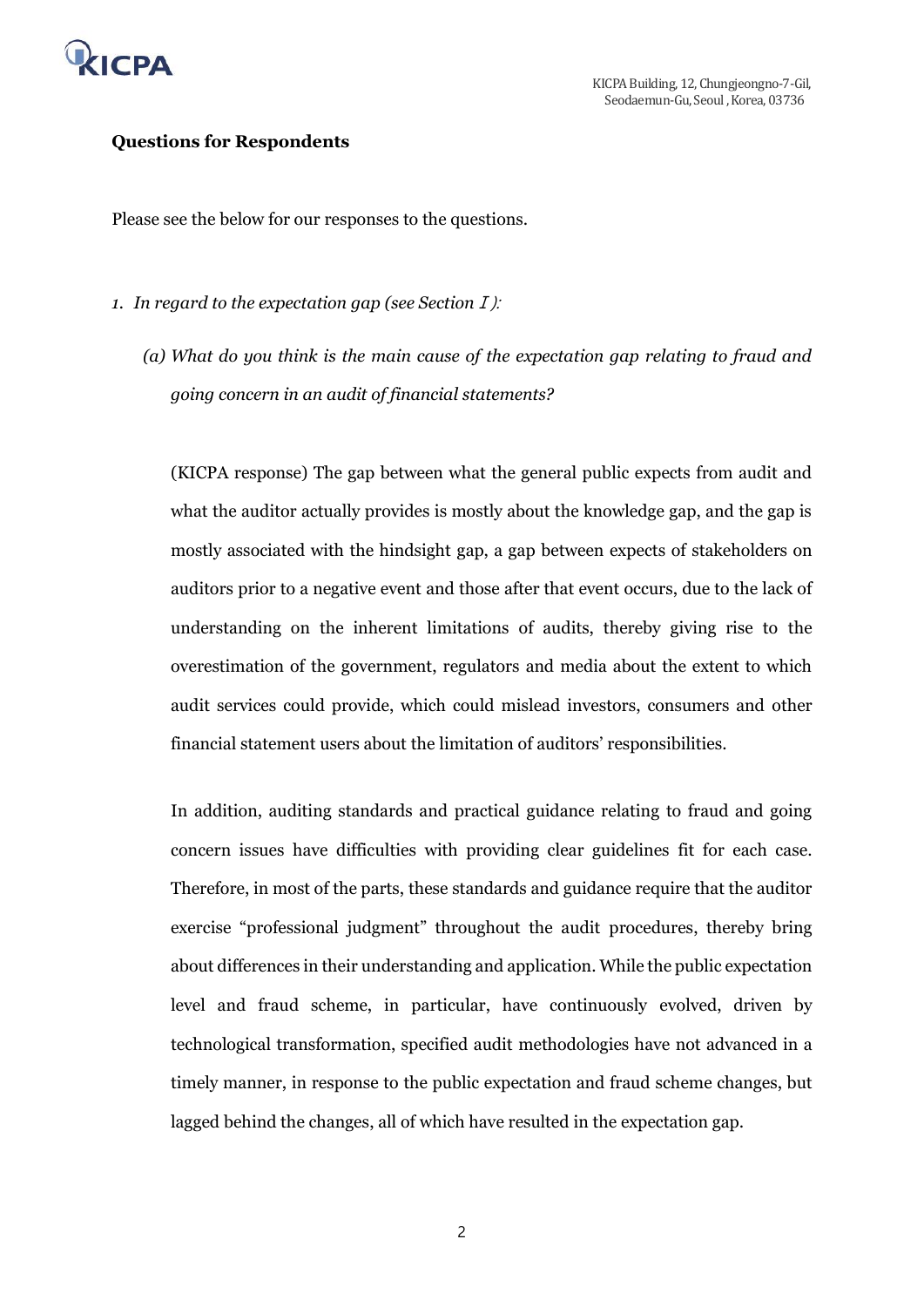**Questions for Respondents**

Please see the below for our responses to the questions.

1. *In regard to the expectation gap (see Section Ⅰ):*

   *(a) What do you think is the main cause of the expectation gap relating to fraud and going concern in an audit of financial statements?*

   (KICPA response) The gap between what the general public expects from audit and what the auditor actually provides is mostly about the knowledge gap, and the gap is mostly associated with the hindsight gap, a gap between expects of stakeholders on auditors prior to a negative event and those after that event occurs, due to the lack of understanding on the inherent limitations of audits, thereby giving rise to the overestimation of the government, regulators and media about the extent to which audit services could provide, which could mislead investors, consumers and other financial statement users about the limitation of auditors' responsibilities.

   In addition, auditing standards and practical guidance relating to fraud and going concern issues have difficulties with providing clear guidelines fit for each case. Therefore, in most of the parts, these standards and guidance require that the auditor exercise "professional judgment" throughout the audit procedures, thereby bring about differences in their understanding and application. While the public expectation level and fraud scheme, in particular, have continuously evolved, driven by technological transformation, specified audit methodologies have not advanced in a timely manner, in response to the public expectation and fraud scheme changes, but lagged behind the changes, all of which have resulted in the expectation gap.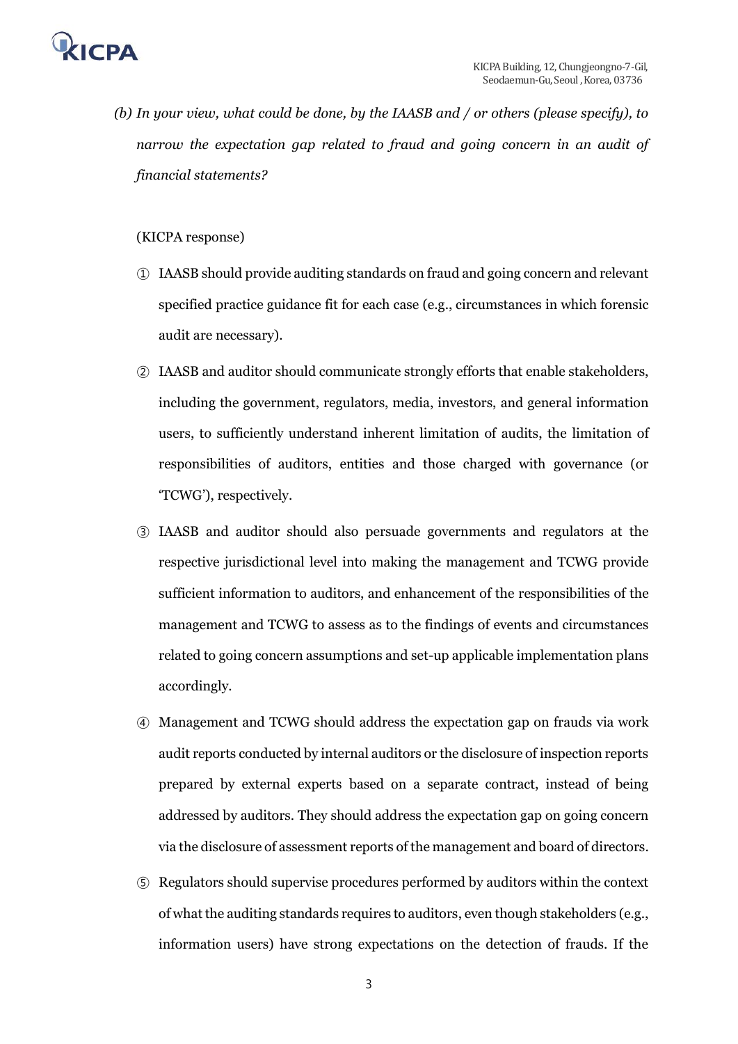*(b) In your view, what could be done, by the IAASB and / or others (please specify), to narrow the expectation gap related to fraud and going concern in an audit of financial statements?*

(KICPA response)

① IAASB should provide auditing standards on fraud and going concern and relevant specified practice guidance fit for each case (e.g., circumstances in which forensic audit are necessary).

② IAASB and auditor should communicate strongly efforts that enable stakeholders, including the government, regulators, media, investors, and general information users, to sufficiently understand inherent limitation of audits, the limitation of responsibilities of auditors, entities and those charged with governance (or 'TCWG'), respectively.

③ IAASB and auditor should also persuade governments and regulators at the respective jurisdictional level into making the management and TCWG provide sufficient information to auditors, and enhancement of the responsibilities of the management and TCWG to assess as to the findings of events and circumstances related to going concern assumptions and set-up applicable implementation plans accordingly.

④ Management and TCWG should address the expectation gap on frauds via work audit reports conducted by internal auditors or the disclosure of inspection reports prepared by external experts based on a separate contract, instead of being addressed by auditors. They should address the expectation gap on going concern via the disclosure of assessment reports of the management and board of directors.

⑤ Regulators should supervise procedures performed by auditors within the context of what the auditing standards requires to auditors, even though stakeholders (e.g., information users) have strong expectations on the detection of frauds. If the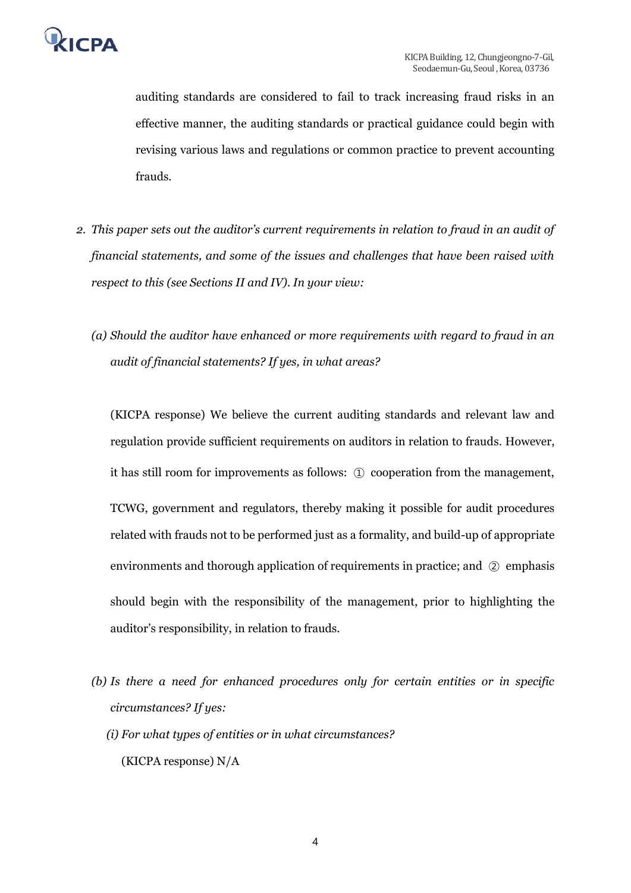auditing standards are considered to fail to track increasing fraud risks in an effective manner, the auditing standards or practical guidance could begin with revising various laws and regulations or common practice to prevent accounting frauds.

2. *This paper sets out the auditor's current requirements in relation to fraud in an audit of financial statements, and some of the issues and challenges that have been raised with respect to this (see Sections II and IV). In your view:*

   *(a) Should the auditor have enhanced or more requirements with regard to fraud in an audit of financial statements? If yes, in what areas?*

   (KICPA response) We believe the current auditing standards and relevant law and regulation provide sufficient requirements on auditors in relation to frauds. However, it has still room for improvements as follows: ① cooperation from the management, TCWG, government and regulators, thereby making it possible for audit procedures related with frauds not to be performed just as a formality, and build-up of appropriate environments and thorough application of requirements in practice; and ② emphasis should begin with the responsibility of the management, prior to highlighting the auditor's responsibility, in relation to frauds.

   *(b) Is there a need for enhanced procedures only for certain entities or in specific circumstances? If yes:*

   *(i) For what types of entities or in what circumstances?*

   (KICPA response) N/A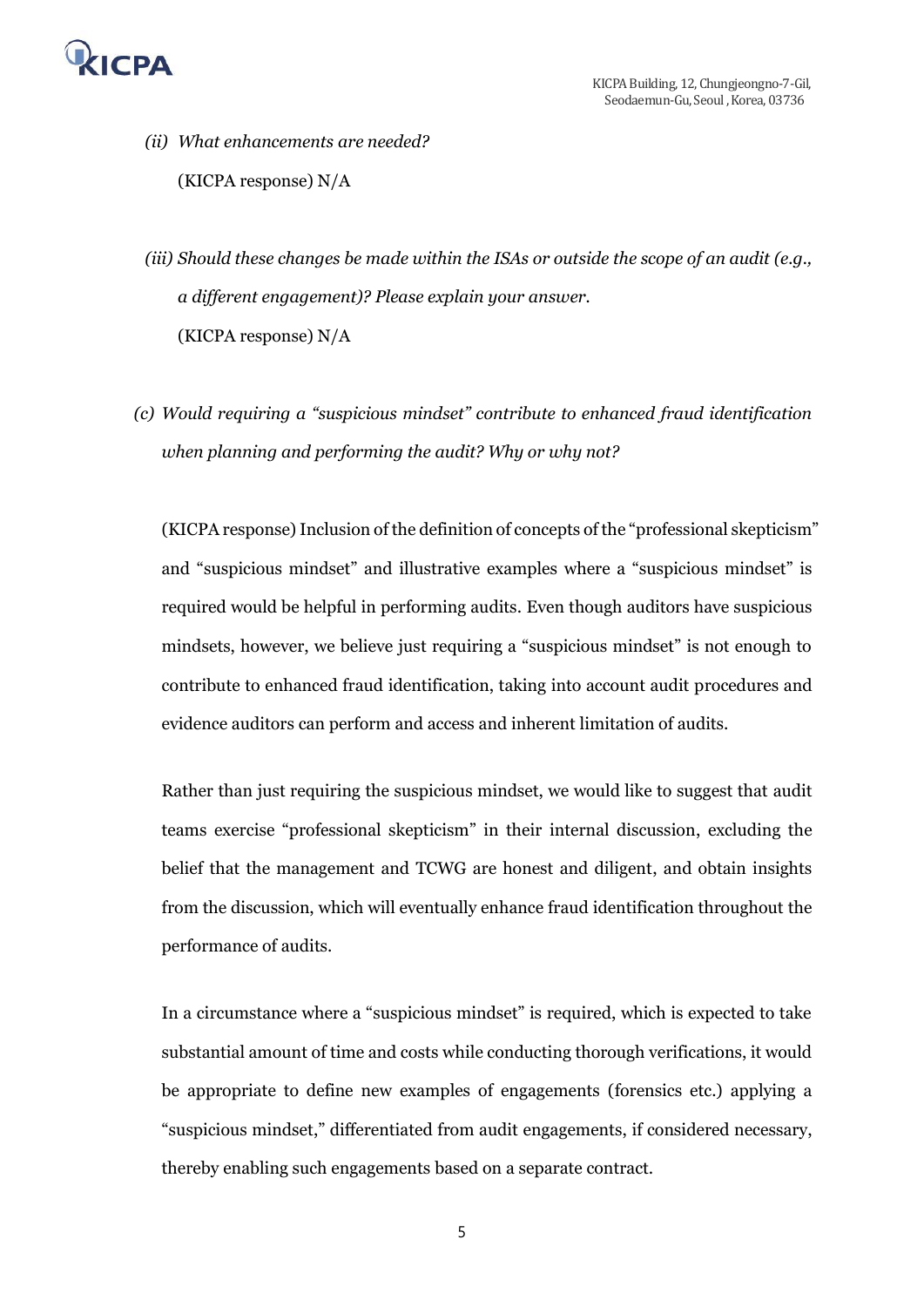*(ii) What enhancements are needed?*

(KICPA response) N/A

*(iii) Should these changes be made within the ISAs or outside the scope of an audit (e.g., a different engagement)? Please explain your answer.*

(KICPA response) N/A

*(c) Would requiring a "suspicious mindset" contribute to enhanced fraud identification when planning and performing the audit? Why or why not?*

(KICPA response) Inclusion of the definition of concepts of the "professional skepticism" and "suspicious mindset" and illustrative examples where a "suspicious mindset" is required would be helpful in performing audits. Even though auditors have suspicious mindsets, however, we believe just requiring a "suspicious mindset" is not enough to contribute to enhanced fraud identification, taking into account audit procedures and evidence auditors can perform and access and inherent limitation of audits.

Rather than just requiring the suspicious mindset, we would like to suggest that audit teams exercise "professional skepticism" in their internal discussion, excluding the belief that the management and TCWG are honest and diligent, and obtain insights from the discussion, which will eventually enhance fraud identification throughout the performance of audits.

In a circumstance where a "suspicious mindset" is required, which is expected to take substantial amount of time and costs while conducting thorough verifications, it would be appropriate to define new examples of engagements (forensics etc.) applying a "suspicious mindset," differentiated from audit engagements, if considered necessary, thereby enabling such engagements based on a separate contract.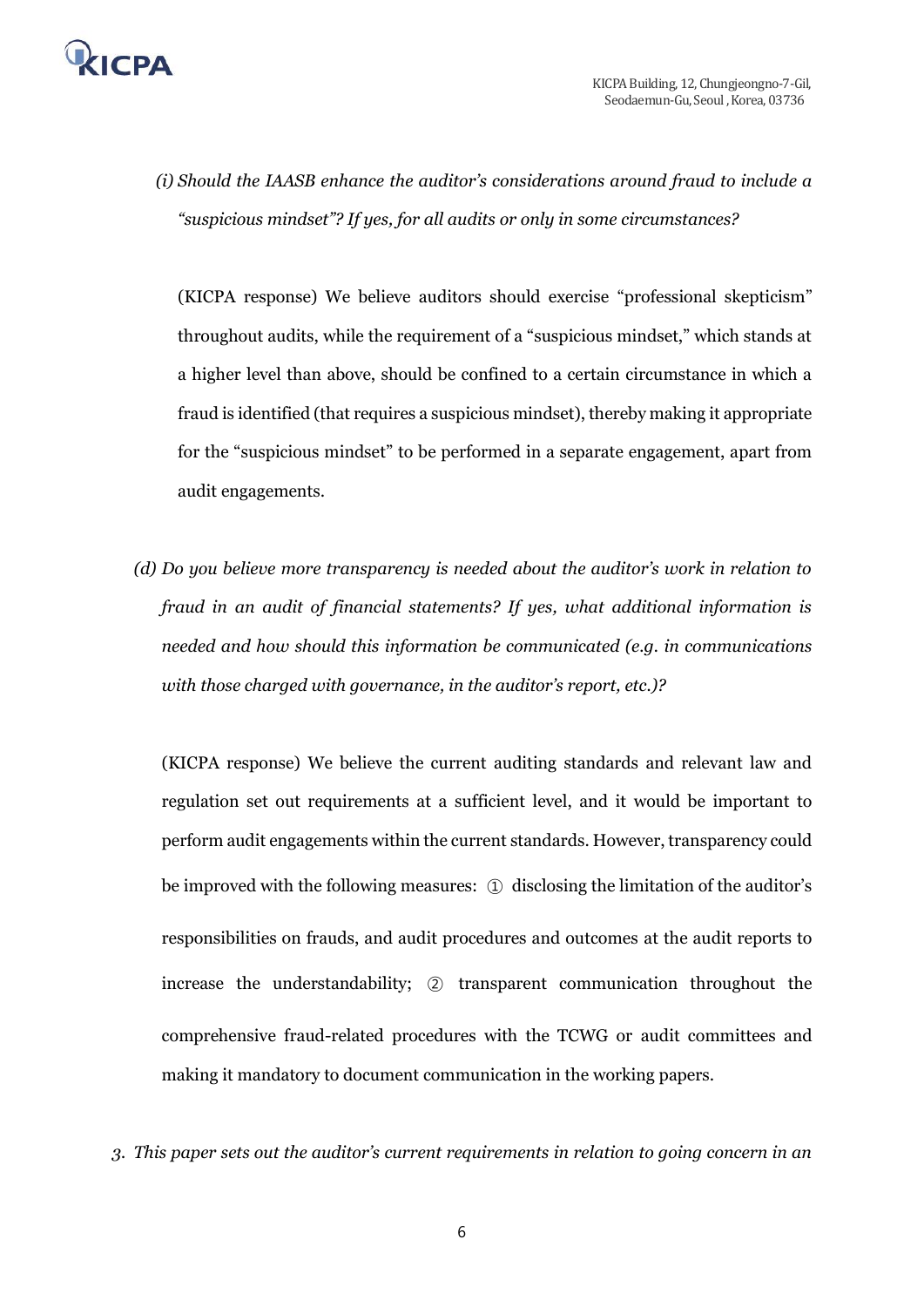*(i) Should the IAASB enhance the auditor's considerations around fraud to include a "suspicious mindset"? If yes, for all audits or only in some circumstances?*

(KICPA response) We believe auditors should exercise "professional skepticism" throughout audits, while the requirement of a "suspicious mindset," which stands at a higher level than above, should be confined to a certain circumstance in which a fraud is identified (that requires a suspicious mindset), thereby making it appropriate for the "suspicious mindset" to be performed in a separate engagement, apart from audit engagements.

*(d) Do you believe more transparency is needed about the auditor's work in relation to fraud in an audit of financial statements? If yes, what additional information is needed and how should this information be communicated (e.g. in communications with those charged with governance, in the auditor's report, etc.)?*

(KICPA response) We believe the current auditing standards and relevant law and regulation set out requirements at a sufficient level, and it would be important to perform audit engagements within the current standards. However, transparency could be improved with the following measures: ① disclosing the limitation of the auditor's responsibilities on frauds, and audit procedures and outcomes at the audit reports to increase the understandability; ② transparent communication throughout the comprehensive fraud-related procedures with the TCWG or audit committees and making it mandatory to document communication in the working papers.

*3. This paper sets out the auditor's current requirements in relation to going concern in an*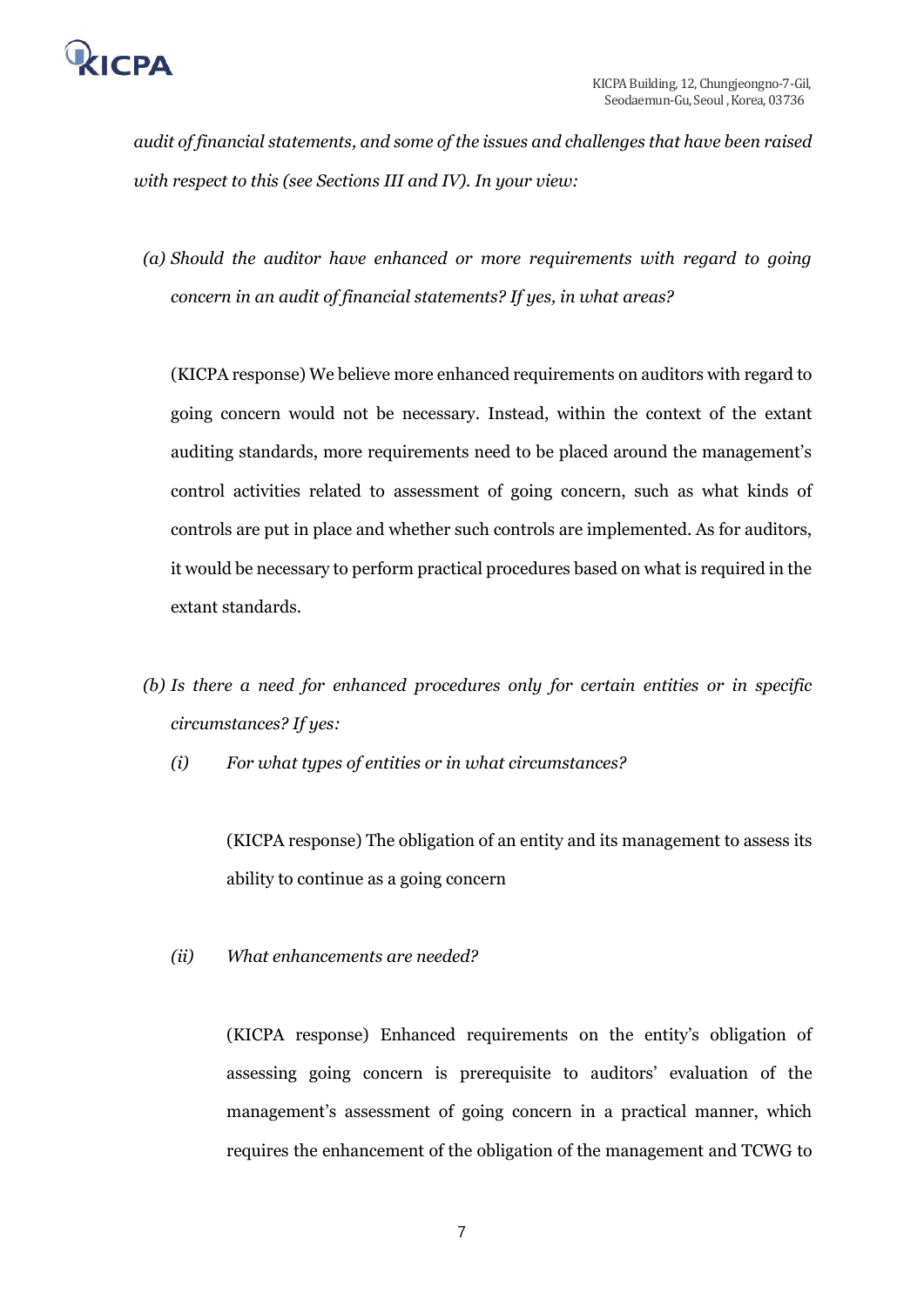*audit of financial statements, and some of the issues and challenges that have been raised with respect to this (see Sections III and IV). In your view:*

*(a) Should the auditor have enhanced or more requirements with regard to going concern in an audit of financial statements? If yes, in what areas?*

(KICPA response) We believe more enhanced requirements on auditors with regard to going concern would not be necessary. Instead, within the context of the extant auditing standards, more requirements need to be placed around the management's control activities related to assessment of going concern, such as what kinds of controls are put in place and whether such controls are implemented. As for auditors, it would be necessary to perform practical procedures based on what is required in the extant standards.

*(b) Is there a need for enhanced procedures only for certain entities or in specific circumstances? If yes:*

*(i) For what types of entities or in what circumstances?*

(KICPA response) The obligation of an entity and its management to assess its ability to continue as a going concern

*(ii) What enhancements are needed?*

(KICPA response) Enhanced requirements on the entity's obligation of assessing going concern is prerequisite to auditors' evaluation of the management's assessment of going concern in a practical manner, which requires the enhancement of the obligation of the management and TCWG to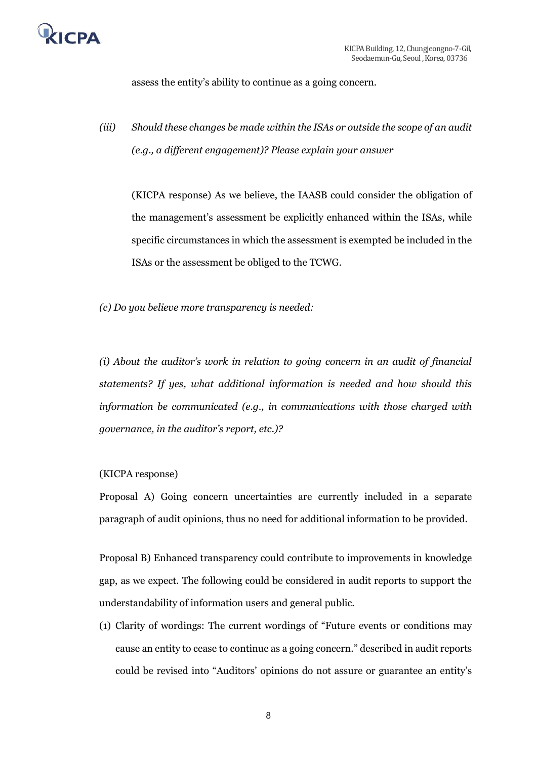assess the entity's ability to continue as a going concern.

*(iii) Should these changes be made within the ISAs or outside the scope of an audit (e.g., a different engagement)? Please explain your answer*

(KICPA response) As we believe, the IAASB could consider the obligation of the management's assessment be explicitly enhanced within the ISAs, while specific circumstances in which the assessment is exempted be included in the ISAs or the assessment be obliged to the TCWG.

*(c) Do you believe more transparency is needed:*

*(i) About the auditor's work in relation to going concern in an audit of financial statements? If yes, what additional information is needed and how should this information be communicated (e.g., in communications with those charged with governance, in the auditor's report, etc.)?*

(KICPA response)

Proposal A) Going concern uncertainties are currently included in a separate paragraph of audit opinions, thus no need for additional information to be provided.

Proposal B) Enhanced transparency could contribute to improvements in knowledge gap, as we expect. The following could be considered in audit reports to support the understandability of information users and general public.

(1) Clarity of wordings: The current wordings of "Future events or conditions may cause an entity to cease to continue as a going concern." described in audit reports could be revised into "Auditors' opinions do not assure or guarantee an entity's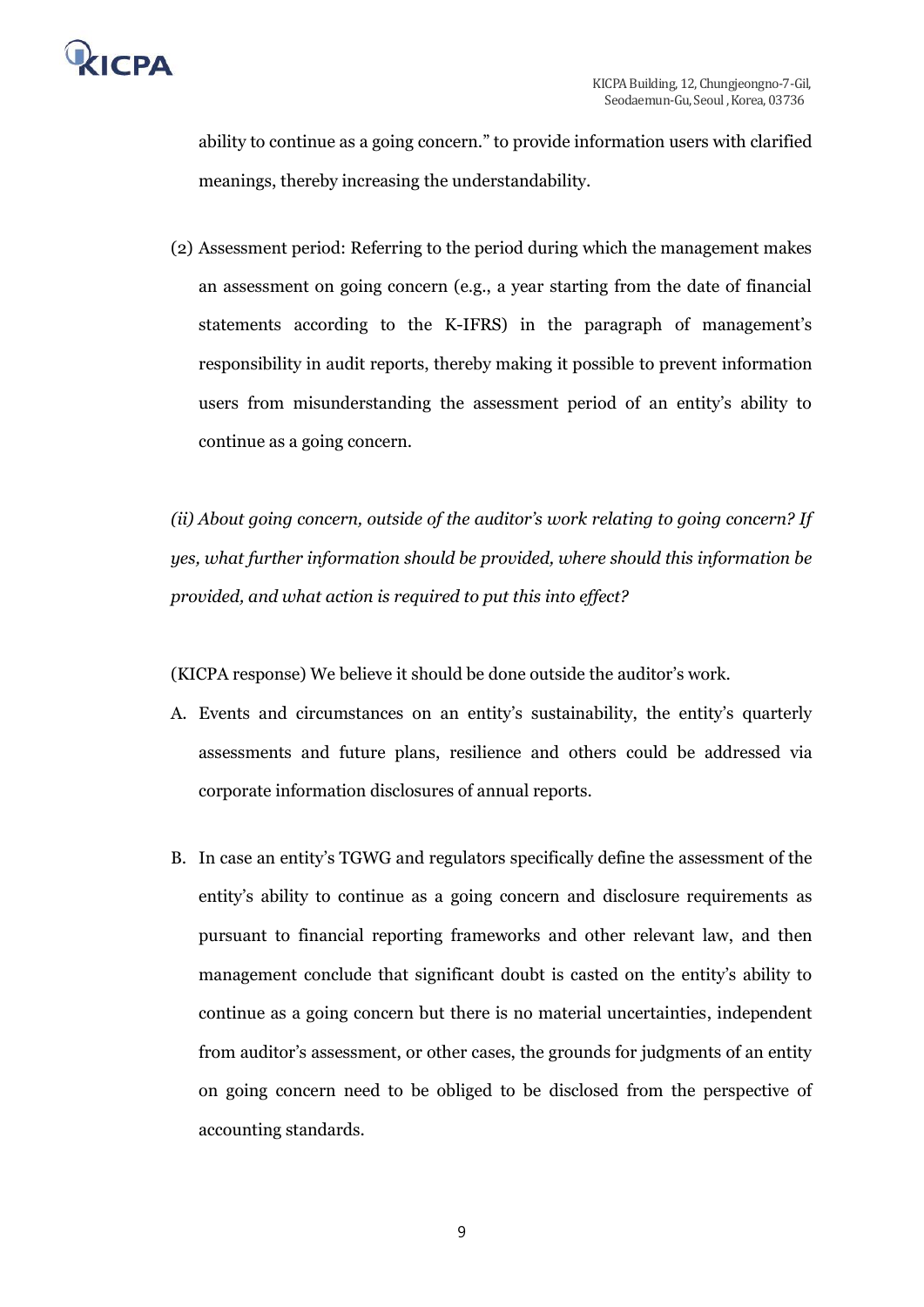ability to continue as a going concern." to provide information users with clarified meanings, thereby increasing the understandability.

(2) Assessment period: Referring to the period during which the management makes an assessment on going concern (e.g., a year starting from the date of financial statements according to the K-IFRS) in the paragraph of management's responsibility in audit reports, thereby making it possible to prevent information users from misunderstanding the assessment period of an entity's ability to continue as a going concern.

*(ii) About going concern, outside of the auditor's work relating to going concern? If yes, what further information should be provided, where should this information be provided, and what action is required to put this into effect?*

(KICPA response) We believe it should be done outside the auditor's work.

A. Events and circumstances on an entity's sustainability, the entity's quarterly assessments and future plans, resilience and others could be addressed via corporate information disclosures of annual reports.

B. In case an entity's TGWG and regulators specifically define the assessment of the entity's ability to continue as a going concern and disclosure requirements as pursuant to financial reporting frameworks and other relevant law, and then management conclude that significant doubt is casted on the entity's ability to continue as a going concern but there is no material uncertainties, independent from auditor's assessment, or other cases, the grounds for judgments of an entity on going concern need to be obliged to be disclosed from the perspective of accounting standards.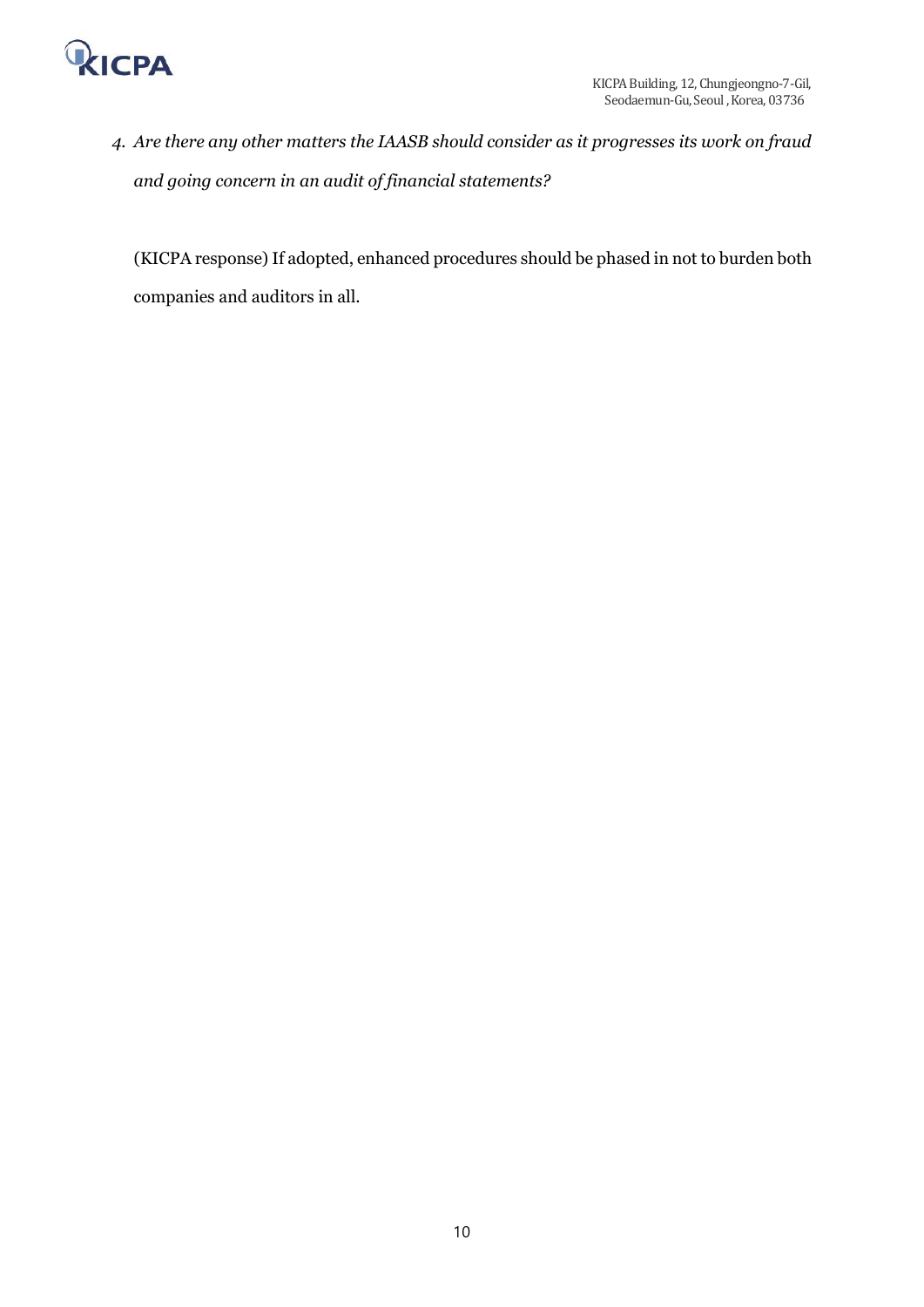*4. Are there any other matters the IAASB should consider as it progresses its work on fraud and going concern in an audit of financial statements?*

(KICPA response) If adopted, enhanced procedures should be phased in not to burden both companies and auditors in all.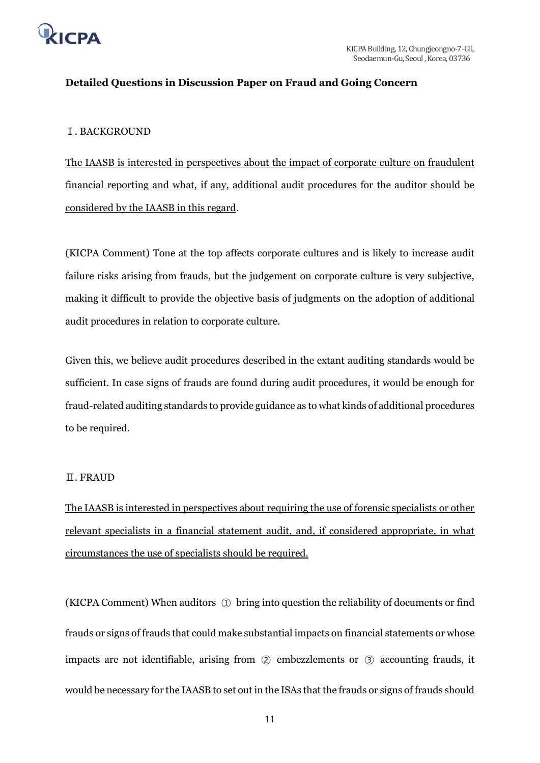**Detailed Questions in Discussion Paper on Fraud and Going Concern**

Ⅰ. BACKGROUND

The IAASB is interested in perspectives about the impact of corporate culture on fraudulent financial reporting and what, if any, additional audit procedures for the auditor should be considered by the IAASB in this regard.

(KICPA Comment) Tone at the top affects corporate cultures and is likely to increase audit failure risks arising from frauds, but the judgement on corporate culture is very subjective, making it difficult to provide the objective basis of judgments on the adoption of additional audit procedures in relation to corporate culture.

Given this, we believe audit procedures described in the extant auditing standards would be sufficient. In case signs of frauds are found during audit procedures, it would be enough for fraud-related auditing standards to provide guidance as to what kinds of additional procedures to be required.

Ⅱ. FRAUD

The IAASB is interested in perspectives about requiring the use of forensic specialists or other relevant specialists in a financial statement audit, and, if considered appropriate, in what circumstances the use of specialists should be required.

(KICPA Comment) When auditors ① bring into question the reliability of documents or find frauds or signs of frauds that could make substantial impacts on financial statements or whose impacts are not identifiable, arising from ② embezzlements or ③ accounting frauds, it would be necessary for the IAASB to set out in the ISAs that the frauds or signs of frauds should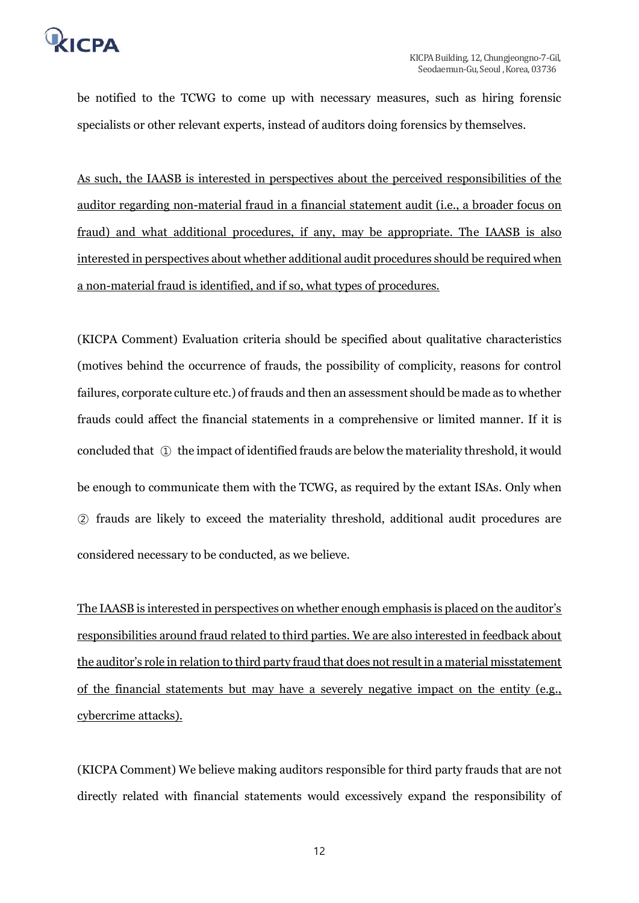be notified to the TCWG to come up with necessary measures, such as hiring forensic specialists or other relevant experts, instead of auditors doing forensics by themselves.

<u>As such, the IAASB is interested in perspectives about the perceived responsibilities of the auditor regarding non-material fraud in a financial statement audit (i.e., a broader focus on fraud) and what additional procedures, if any, may be appropriate. The IAASB is also interested in perspectives about whether additional audit procedures should be required when a non-material fraud is identified, and if so, what types of procedures.</u>

(KICPA Comment) Evaluation criteria should be specified about qualitative characteristics (motives behind the occurrence of frauds, the possibility of complicity, reasons for control failures, corporate culture etc.) of frauds and then an assessment should be made as to whether frauds could affect the financial statements in a comprehensive or limited manner. If it is concluded that ① the impact of identified frauds are below the materiality threshold, it would be enough to communicate them with the TCWG, as required by the extant ISAs. Only when ② frauds are likely to exceed the materiality threshold, additional audit procedures are considered necessary to be conducted, as we believe.

<u>The IAASB is interested in perspectives on whether enough emphasis is placed on the auditor's responsibilities around fraud related to third parties. We are also interested in feedback about the auditor's role in relation to third party fraud that does not result in a material misstatement of the financial statements but may have a severely negative impact on the entity (e.g., cybercrime attacks).</u>

(KICPA Comment) We believe making auditors responsible for third party frauds that are not directly related with financial statements would excessively expand the responsibility of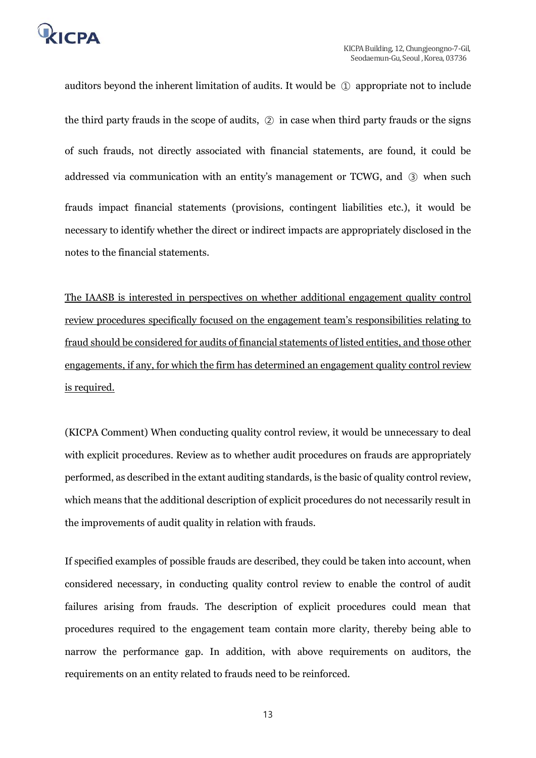auditors beyond the inherent limitation of audits. It would be ① appropriate not to include the third party frauds in the scope of audits, ② in case when third party frauds or the signs of such frauds, not directly associated with financial statements, are found, it could be addressed via communication with an entity's management or TCWG, and ③ when such frauds impact financial statements (provisions, contingent liabilities etc.), it would be necessary to identify whether the direct or indirect impacts are appropriately disclosed in the notes to the financial statements.

<u>The IAASB is interested in perspectives on whether additional engagement quality control review procedures specifically focused on the engagement team's responsibilities relating to fraud should be considered for audits of financial statements of listed entities, and those other engagements, if any, for which the firm has determined an engagement quality control review is required.</u>

(KICPA Comment) When conducting quality control review, it would be unnecessary to deal with explicit procedures. Review as to whether audit procedures on frauds are appropriately performed, as described in the extant auditing standards, is the basic of quality control review, which means that the additional description of explicit procedures do not necessarily result in the improvements of audit quality in relation with frauds.

If specified examples of possible frauds are described, they could be taken into account, when considered necessary, in conducting quality control review to enable the control of audit failures arising from frauds. The description of explicit procedures could mean that procedures required to the engagement team contain more clarity, thereby being able to narrow the performance gap. In addition, with above requirements on auditors, the requirements on an entity related to frauds need to be reinforced.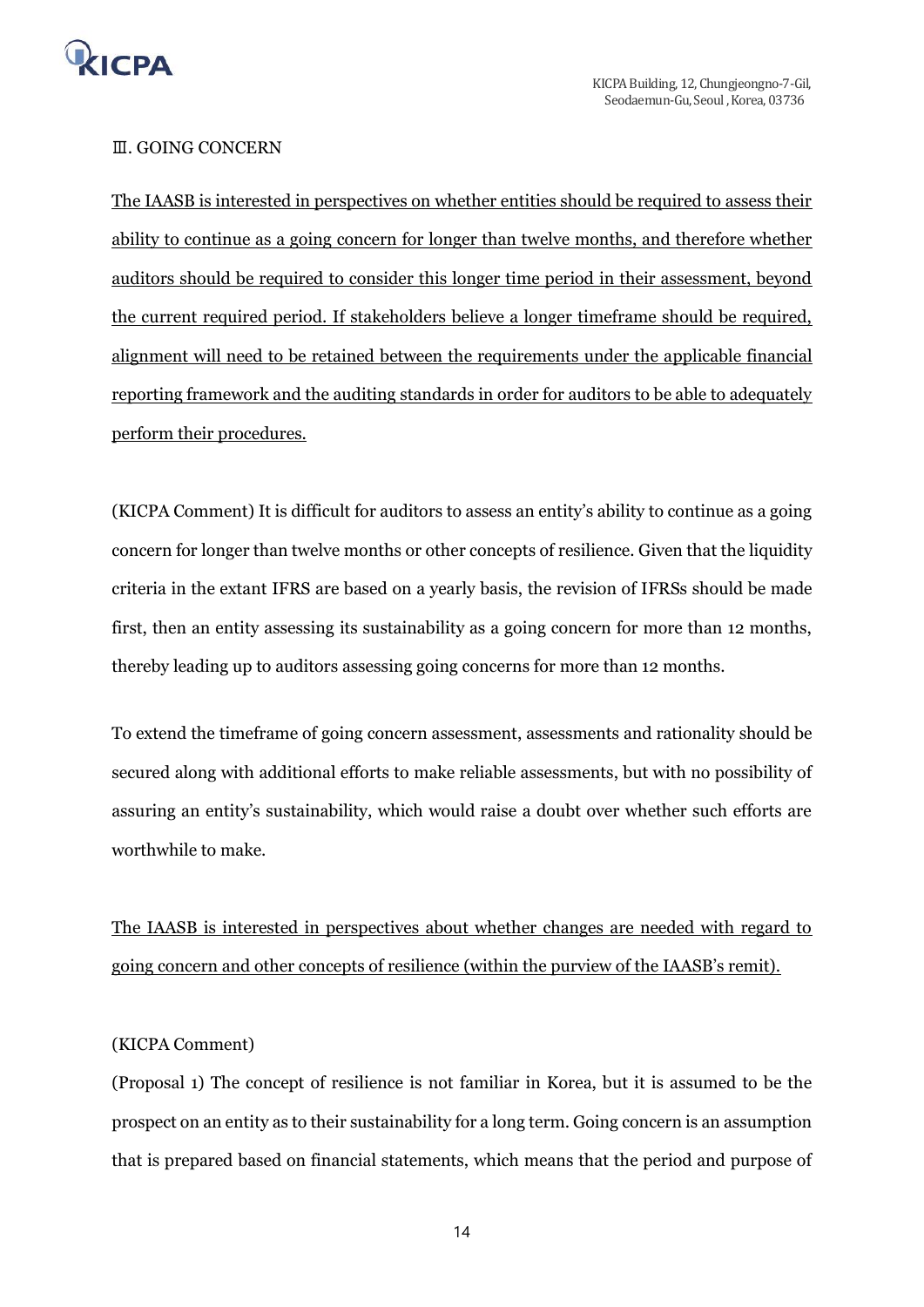## Ⅲ. GOING CONCERN

<u>The IAASB is interested in perspectives on whether entities should be required to assess their ability to continue as a going concern for longer than twelve months, and therefore whether auditors should be required to consider this longer time period in their assessment, beyond the current required period. If stakeholders believe a longer timeframe should be required, alignment will need to be retained between the requirements under the applicable financial reporting framework and the auditing standards in order for auditors to be able to adequately perform their procedures.</u>

(KICPA Comment) It is difficult for auditors to assess an entity's ability to continue as a going concern for longer than twelve months or other concepts of resilience. Given that the liquidity criteria in the extant IFRS are based on a yearly basis, the revision of IFRSs should be made first, then an entity assessing its sustainability as a going concern for more than 12 months, thereby leading up to auditors assessing going concerns for more than 12 months.

To extend the timeframe of going concern assessment, assessments and rationality should be secured along with additional efforts to make reliable assessments, but with no possibility of assuring an entity's sustainability, which would raise a doubt over whether such efforts are worthwhile to make.

<u>The IAASB is interested in perspectives about whether changes are needed with regard to going concern and other concepts of resilience (within the purview of the IAASB's remit).</u>

(KICPA Comment)

(Proposal 1) The concept of resilience is not familiar in Korea, but it is assumed to be the prospect on an entity as to their sustainability for a long term. Going concern is an assumption that is prepared based on financial statements, which means that the period and purpose of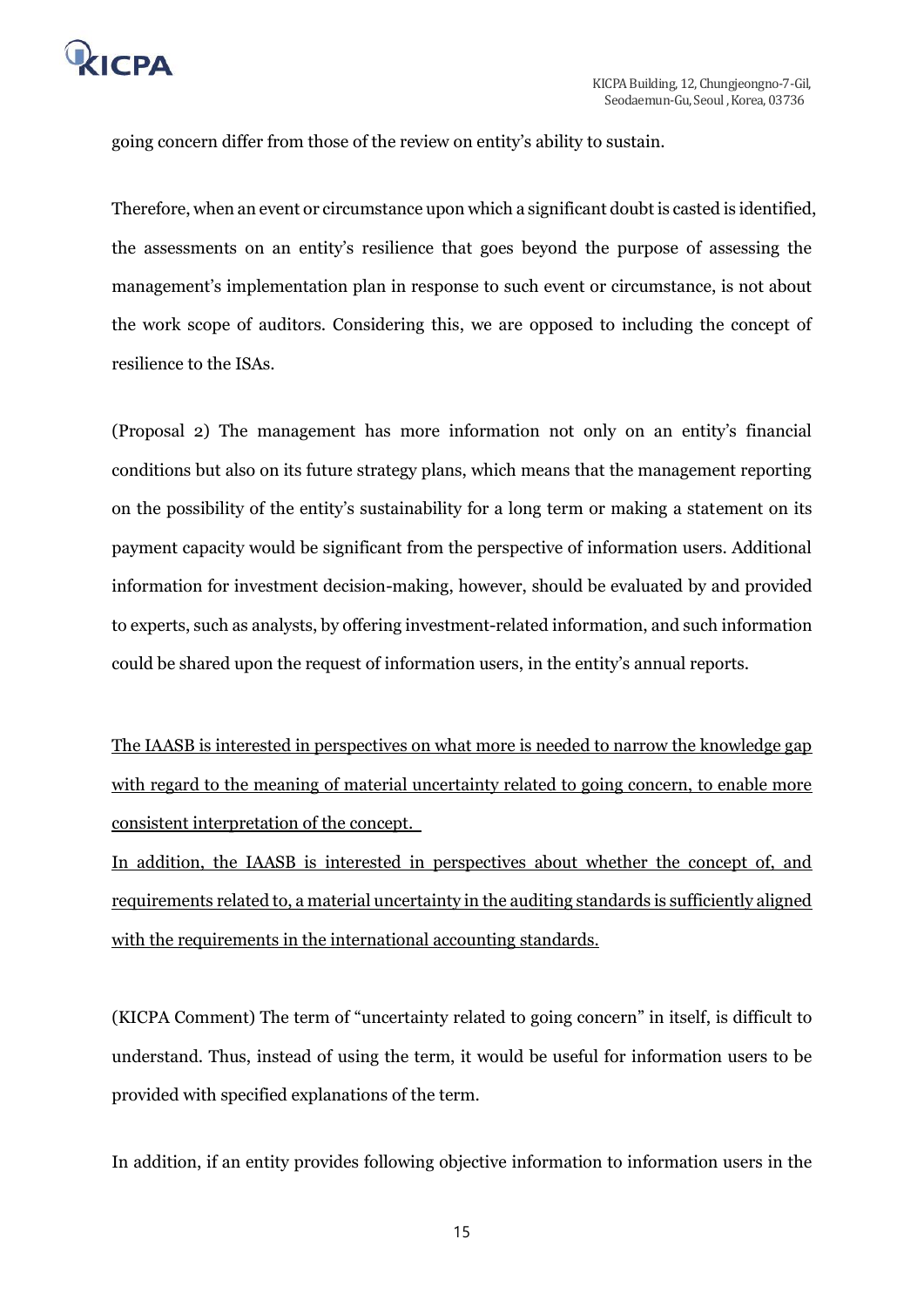going concern differ from those of the review on entity's ability to sustain.

Therefore, when an event or circumstance upon which a significant doubt is casted is identified, the assessments on an entity's resilience that goes beyond the purpose of assessing the management's implementation plan in response to such event or circumstance, is not about the work scope of auditors. Considering this, we are opposed to including the concept of resilience to the ISAs.

(Proposal 2) The management has more information not only on an entity's financial conditions but also on its future strategy plans, which means that the management reporting on the possibility of the entity's sustainability for a long term or making a statement on its payment capacity would be significant from the perspective of information users. Additional information for investment decision-making, however, should be evaluated by and provided to experts, such as analysts, by offering investment-related information, and such information could be shared upon the request of information users, in the entity's annual reports.

<u>The IAASB is interested in perspectives on what more is needed to narrow the knowledge gap with regard to the meaning of material uncertainty related to going concern, to enable more consistent interpretation of the concept.</u>

<u>In addition, the IAASB is interested in perspectives about whether the concept of, and requirements related to, a material uncertainty in the auditing standards is sufficiently aligned with the requirements in the international accounting standards.</u>

(KICPA Comment) The term of "uncertainty related to going concern" in itself, is difficult to understand. Thus, instead of using the term, it would be useful for information users to be provided with specified explanations of the term.

In addition, if an entity provides following objective information to information users in the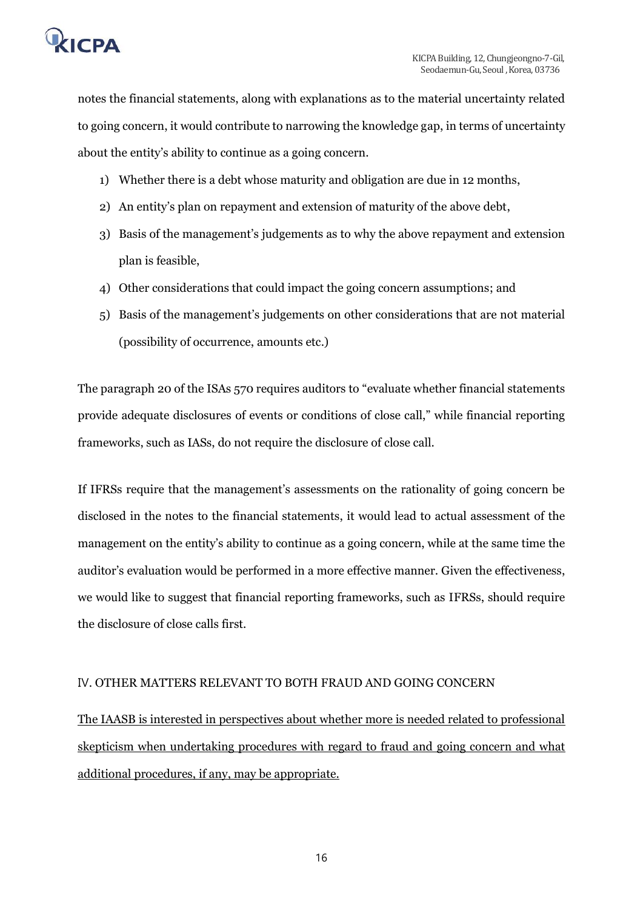notes the financial statements, along with explanations as to the material uncertainty related to going concern, it would contribute to narrowing the knowledge gap, in terms of uncertainty about the entity's ability to continue as a going concern.

1) Whether there is a debt whose maturity and obligation are due in 12 months,
2) An entity's plan on repayment and extension of maturity of the above debt,
3) Basis of the management's judgements as to why the above repayment and extension plan is feasible,
4) Other considerations that could impact the going concern assumptions; and
5) Basis of the management's judgements on other considerations that are not material (possibility of occurrence, amounts etc.)

The paragraph 20 of the ISAs 570 requires auditors to "evaluate whether financial statements provide adequate disclosures of events or conditions of close call," while financial reporting frameworks, such as IASs, do not require the disclosure of close call.

If IFRSs require that the management's assessments on the rationality of going concern be disclosed in the notes to the financial statements, it would lead to actual assessment of the management on the entity's ability to continue as a going concern, while at the same time the auditor's evaluation would be performed in a more effective manner. Given the effectiveness, we would like to suggest that financial reporting frameworks, such as IFRSs, should require the disclosure of close calls first.

## Ⅳ. OTHER MATTERS RELEVANT TO BOTH FRAUD AND GOING CONCERN

<u>The IAASB is interested in perspectives about whether more is needed related to professional skepticism when undertaking procedures with regard to fraud and going concern and what additional procedures, if any, may be appropriate.</u>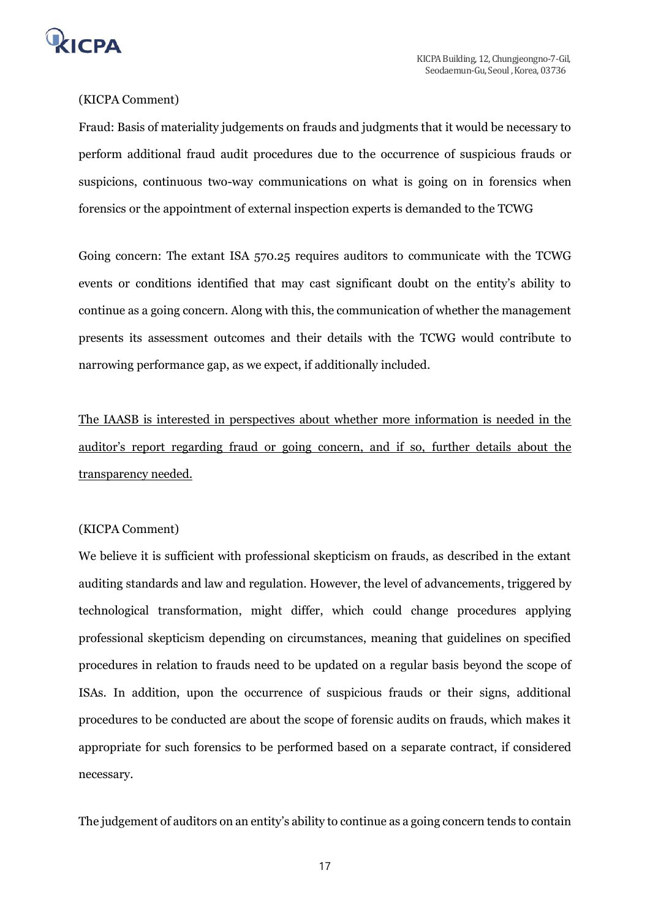(KICPA Comment)

Fraud: Basis of materiality judgements on frauds and judgments that it would be necessary to perform additional fraud audit procedures due to the occurrence of suspicious frauds or suspicions, continuous two-way communications on what is going on in forensics when forensics or the appointment of external inspection experts is demanded to the TCWG

Going concern: The extant ISA 570.25 requires auditors to communicate with the TCWG events or conditions identified that may cast significant doubt on the entity's ability to continue as a going concern. Along with this, the communication of whether the management presents its assessment outcomes and their details with the TCWG would contribute to narrowing performance gap, as we expect, if additionally included.

<u>The IAASB is interested in perspectives about whether more information is needed in the auditor's report regarding fraud or going concern, and if so, further details about the transparency needed.</u>

(KICPA Comment)

We believe it is sufficient with professional skepticism on frauds, as described in the extant auditing standards and law and regulation. However, the level of advancements, triggered by technological transformation, might differ, which could change procedures applying professional skepticism depending on circumstances, meaning that guidelines on specified procedures in relation to frauds need to be updated on a regular basis beyond the scope of ISAs. In addition, upon the occurrence of suspicious frauds or their signs, additional procedures to be conducted are about the scope of forensic audits on frauds, which makes it appropriate for such forensics to be performed based on a separate contract, if considered necessary.

The judgement of auditors on an entity's ability to continue as a going concern tends to contain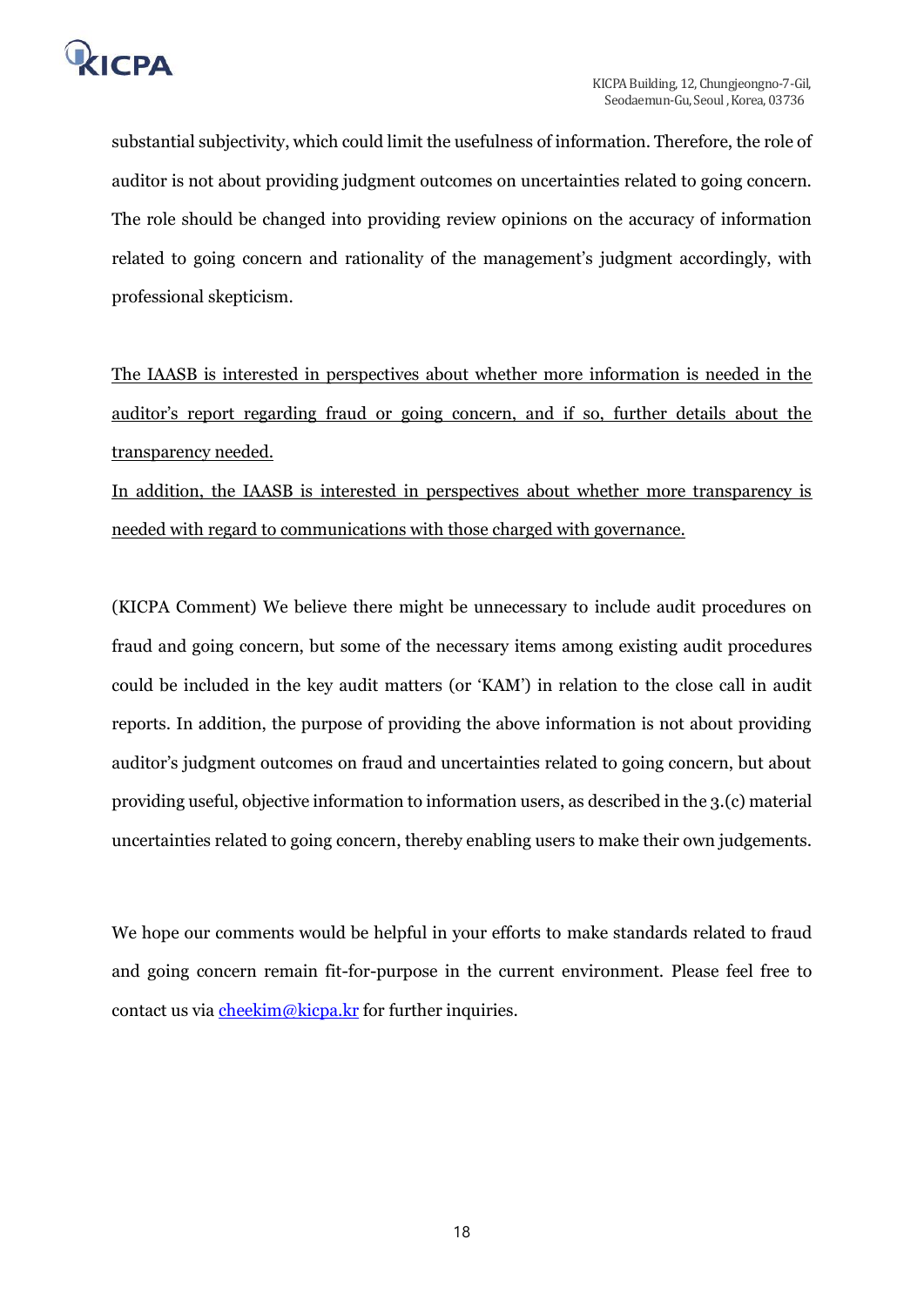substantial subjectivity, which could limit the usefulness of information. Therefore, the role of auditor is not about providing judgment outcomes on uncertainties related to going concern. The role should be changed into providing review opinions on the accuracy of information related to going concern and rationality of the management's judgment accordingly, with professional skepticism.

<u>The IAASB is interested in perspectives about whether more information is needed in the auditor's report regarding fraud or going concern, and if so, further details about the transparency needed.</u>

<u>In addition, the IAASB is interested in perspectives about whether more transparency is needed with regard to communications with those charged with governance.</u>

(KICPA Comment) We believe there might be unnecessary to include audit procedures on fraud and going concern, but some of the necessary items among existing audit procedures could be included in the key audit matters (or 'KAM') in relation to the close call in audit reports. In addition, the purpose of providing the above information is not about providing auditor's judgment outcomes on fraud and uncertainties related to going concern, but about providing useful, objective information to information users, as described in the 3.(c) material uncertainties related to going concern, thereby enabling users to make their own judgements.

We hope our comments would be helpful in your efforts to make standards related to fraud and going concern remain fit-for-purpose in the current environment. Please feel free to contact us via cheekim@kicpa.kr for further inquiries.